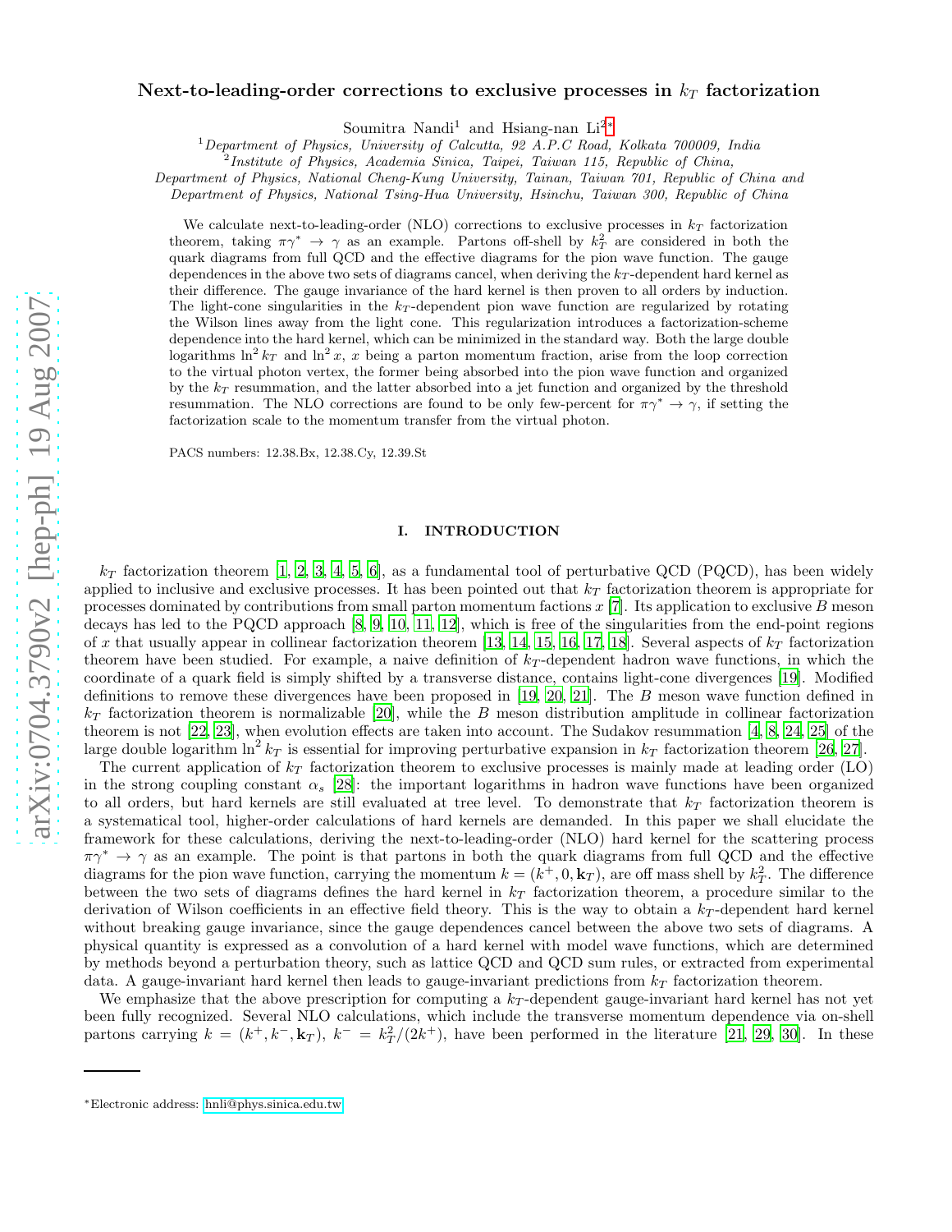# Next-to-leading-order corrections to exclusive processes in $k_T$ factorization

Soumitra Nandi[1] and Hsiang-nan Li[2,*]

[1]*Department of Physics, University of Calcutta, 92 A.P.C Road, Kolkata 700009, India*

[2]*Institute of Physics, Academia Sinica, Taipei, Taiwan 115, Republic of China,*
*Department of Physics, National Cheng-Kung University, Tainan, Taiwan 701, Republic of China and*
*Department of Physics, National Tsing-Hua University, Hsinchu, Taiwan 300, Republic of China*

We calculate next-to-leading-order (NLO) corrections to exclusive processes in $k_T$ factorization theorem, taking $\pi\gamma^* \to \gamma$ as an example. Partons off-shell by $k_T^2$ are considered in both the quark diagrams from full QCD and the effective diagrams for the pion wave function. The gauge dependences in the above two sets of diagrams cancel, when deriving the $k_T$-dependent hard kernel as their difference. The gauge invariance of the hard kernel is then proven to all orders by induction. The light-cone singularities in the $k_T$-dependent pion wave function are regularized by rotating the Wilson lines away from the light cone. This regularization introduces a factorization-scheme dependence into the hard kernel, which can be minimized in the standard way. Both the large double logarithms $\ln^2 k_T$ and $\ln^2 x$, $x$ being a parton momentum fraction, arise from the loop correction to the virtual photon vertex, the former being absorbed into the pion wave function and organized by the $k_T$ resummation, and the latter absorbed into a jet function and organized by the threshold resummation. The NLO corrections are found to be only few-percent for $\pi\gamma^* \to \gamma$, if setting the factorization scale to the momentum transfer from the virtual photon.

PACS numbers: 12.38.Bx, 12.38.Cy, 12.39.St

## I. INTRODUCTION

$k_T$ factorization theorem [1, 2, 3, 4, 5, 6], as a fundamental tool of perturbative QCD (PQCD), has been widely applied to inclusive and exclusive processes. It has been pointed out that $k_T$ factorization theorem is appropriate for processes dominated by contributions from small parton momentum factions $x$ [7]. Its application to exclusive $B$ meson decays has led to the PQCD approach [8, 9, 10, 11, 12], which is free of the singularities from the end-point regions of $x$ that usually appear in collinear factorization theorem [13, 14, 15, 16, 17, 18]. Several aspects of $k_T$ factorization theorem have been studied. For example, a naive definition of $k_T$-dependent hadron wave functions, in which the coordinate of a quark field is simply shifted by a transverse distance, contains light-cone divergences [19]. Modified definitions to remove these divergences have been proposed in [19, 20, 21]. The $B$ meson wave function defined in $k_T$ factorization theorem is normalizable [20], while the $B$ meson distribution amplitude in collinear factorization theorem is not [22, 23], when evolution effects are taken into account. The Sudakov resummation [4, 8, 24, 25] of the large double logarithm $\ln^2 k_T$ is essential for improving perturbative expansion in $k_T$ factorization theorem [26, 27].

The current application of $k_T$ factorization theorem to exclusive processes is mainly made at leading order (LO) in the strong coupling constant $\alpha_s$ [28]: the important logarithms in hadron wave functions have been organized to all orders, but hard kernels are still evaluated at tree level. To demonstrate that $k_T$ factorization theorem is a systematical tool, higher-order calculations of hard kernels are demanded. In this paper we shall elucidate the framework for these calculations, deriving the next-to-leading-order (NLO) hard kernel for the scattering process $\pi\gamma^* \to \gamma$ as an example. The point is that partons in both the quark diagrams from full QCD and the effective diagrams for the pion wave function, carrying the momentum $k = (k^+, 0, \mathbf{k}_T)$, are off mass shell by $k_T^2$. The difference between the two sets of diagrams defines the hard kernel in $k_T$ factorization theorem, a procedure similar to the derivation of Wilson coefficients in an effective field theory. This is the way to obtain a $k_T$-dependent hard kernel without breaking gauge invariance, since the gauge dependences cancel between the above two sets of diagrams. A physical quantity is expressed as a convolution of a hard kernel with model wave functions, which are determined by methods beyond a perturbation theory, such as lattice QCD and QCD sum rules, or extracted from experimental data. A gauge-invariant hard kernel then leads to gauge-invariant predictions from $k_T$ factorization theorem.

We emphasize that the above prescription for computing a $k_T$-dependent gauge-invariant hard kernel has not yet been fully recognized. Several NLO calculations, which include the transverse momentum dependence via on-shell partons carrying $k = (k^+, k^-, \mathbf{k}_T)$, $k^- = k_T^2/(2k^+)$, have been performed in the literature [21, 29, 30]. In these

---

*Electronic address: hnli@phys.sinica.edu.tw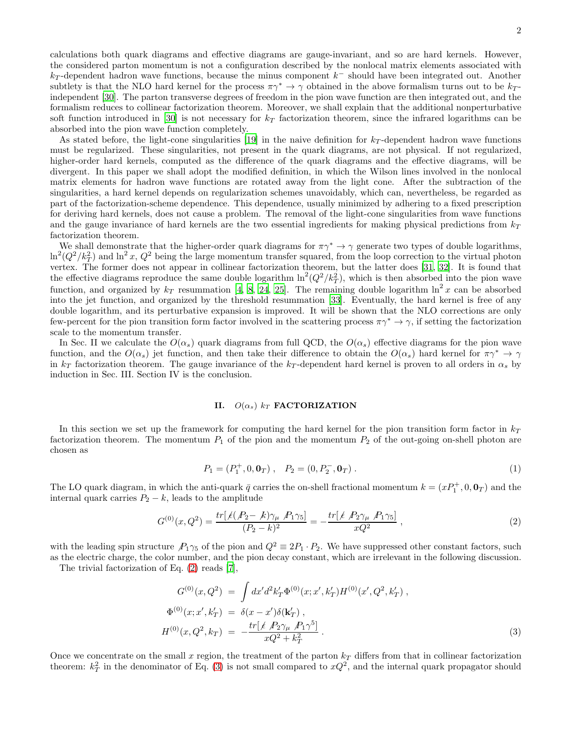calculations both quark diagrams and effective diagrams are gauge-invariant, and so are hard kernels. However, the considered parton momentum is not a configuration described by the nonlocal matrix elements associated with $k_T$-dependent hadron wave functions, because the minus component $k^-$ should have been integrated out. Another subtlety is that the NLO hard kernel for the process $\pi\gamma^* \to \gamma$ obtained in the above formalism turns out to be $k_T$-independent [30]. The parton transverse degrees of freedom in the pion wave function are then integrated out, and the formalism reduces to collinear factorization theorem. Moreover, we shall explain that the additional nonperturbative soft function introduced in [30] is not necessary for $k_T$ factorization theorem, since the infrared logarithms can be absorbed into the pion wave function completely.

As stated before, the light-cone singularities [19] in the naive definition for $k_T$-dependent hadron wave functions must be regularized. These singularities, not present in the quark diagrams, are not physical. If not regularized, higher-order hard kernels, computed as the difference of the quark diagrams and the effective diagrams, will be divergent. In this paper we shall adopt the modified definition, in which the Wilson lines involved in the nonlocal matrix elements for hadron wave functions are rotated away from the light cone. After the subtraction of the singularities, a hard kernel depends on regularization schemes unavoidably, which can, nevertheless, be regarded as part of the factorization-scheme dependence. This dependence, usually minimized by adhering to a fixed prescription for deriving hard kernels, does not cause a problem. The removal of the light-cone singularities from wave functions and the gauge invariance of hard kernels are the two essential ingredients for making physical predictions from $k_T$ factorization theorem.

We shall demonstrate that the higher-order quark diagrams for $\pi\gamma^* \to \gamma$ generate two types of double logarithms, $\ln^2(Q^2/k_T^2)$ and $\ln^2 x$, $Q^2$ being the large momentum transfer squared, from the loop correction to the virtual photon vertex. The former does not appear in collinear factorization theorem, but the latter does [31, 32]. It is found that the effective diagrams reproduce the same double logarithm $\ln^2(Q^2/k_T^2)$, which is then absorbed into the pion wave function, and organized by $k_T$ resummation [4, 8, 24, 25]. The remaining double logarithm $\ln^2 x$ can be absorbed into the jet function, and organized by the threshold resummation [33]. Eventually, the hard kernel is free of any double logarithm, and its perturbative expansion is improved. It will be shown that the NLO corrections are only few-percent for the pion transition form factor involved in the scattering process $\pi\gamma^* \to \gamma$, if setting the factorization scale to the momentum transfer.

In Sec. II we calculate the $O(\alpha_s)$ quark diagrams from full QCD, the $O(\alpha_s)$ effective diagrams for the pion wave function, and the $O(\alpha_s)$ jet function, and then take their difference to obtain the $O(\alpha_s)$ hard kernel for $\pi\gamma^* \to \gamma$ in $k_T$ factorization theorem. The gauge invariance of the $k_T$-dependent hard kernel is proven to all orders in $\alpha_s$ by induction in Sec. III. Section IV is the conclusion.

## II. $O(\alpha_s)$ $k_T$ FACTORIZATION

In this section we set up the framework for computing the hard kernel for the pion transition form factor in $k_T$ factorization theorem. The momentum $P_1$ of the pion and the momentum $P_2$ of the out-going on-shell photon are chosen as

$$P_1 = (P_1^+, 0, \mathbf{0}_T) \; , \quad P_2 = (0, P_2^-, \mathbf{0}_T) \; . \tag{1}$$

The LO quark diagram, in which the anti-quark $\bar{q}$ carries the on-shell fractional momentum $k = (xP_1^+, 0, \mathbf{0}_T)$ and the internal quark carries $P_2 - k$, leads to the amplitude

$$G^{(0)}(x, Q^2) = \frac{tr[\not\epsilon(\not P_2 - \not k)\gamma_\mu \not P_1 \gamma_5]}{(P_2 - k)^2} = -\frac{tr[\not\epsilon \not P_2 \gamma_\mu \not P_1 \gamma_5]}{xQ^2} \; , \tag{2}$$

with the leading spin structure $\not P_1 \gamma_5$ of the pion and $Q^2 \equiv 2P_1 \cdot P_2$. We have suppressed other constant factors, such as the electric charge, the color number, and the pion decay constant, which are irrelevant in the following discussion.

The trivial factorization of Eq. (2) reads [7],

$$\begin{aligned}
G^{(0)}(x, Q^2) &= \int dx' d^2k_T' \Phi^{(0)}(x; x', k_T') H^{(0)}(x', Q^2, k_T') \; , \\
\Phi^{(0)}(x; x', k_T') &= \delta(x - x')\delta(\mathbf{k}_T') \; , \\
H^{(0)}(x, Q^2, k_T) &= -\frac{tr[\not\epsilon \not P_2 \gamma_\mu \not P_1 \gamma^5]}{xQ^2 + k_T^2} \; .
\end{aligned} \tag{3}$$

Once we concentrate on the small $x$ region, the treatment of the parton $k_T$ differs from that in collinear factorization theorem: $k_T^2$ in the denominator of Eq. (3) is not small compared to $xQ^2$, and the internal quark propagator should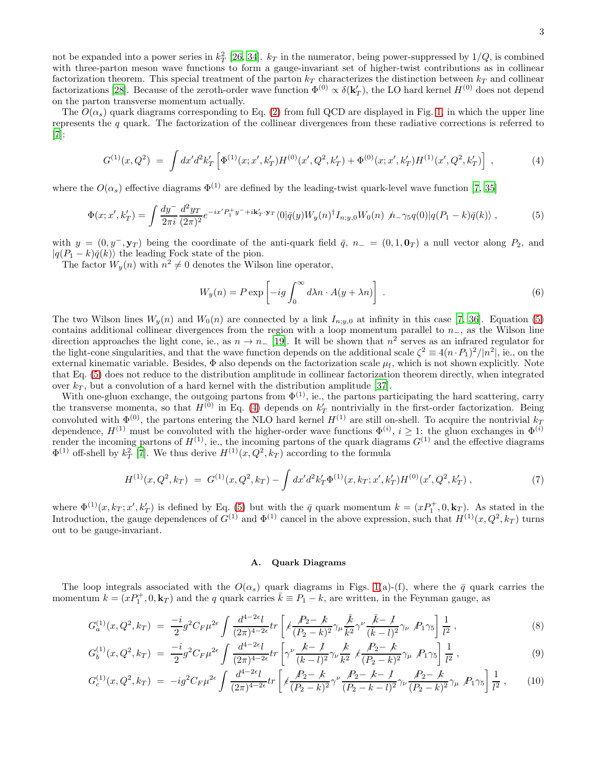not be expanded into a power series in $k_T^2$ [26, 34]. $k_T$ in the numerator, being power-suppressed by $1/Q$, is combined with three-parton meson wave functions to form a gauge-invariant set of higher-twist contributions as in collinear factorization theorem. This special treatment of the parton $k_T$ characterizes the distinction between $k_T$ and collinear factorizations [28]. Because of the zeroth-order wave function $\Phi^{(0)} \propto \delta(\mathbf{k}'_T)$, the LO hard kernel $H^{(0)}$ does not depend on the parton transverse momentum actually.

The $O(\alpha_s)$ quark diagrams corresponding to Eq. (2) from full QCD are displayed in Fig. 1, in which the upper line represents the $q$ quark. The factorization of the collinear divergences from these radiative corrections is referred to [7]:

$$G^{(1)}(x, Q^2) = \int dx' d^2k'_T \left[ \Phi^{(1)}(x; x', k'_T) H^{(0)}(x', Q^2, k'_T) + \Phi^{(0)}(x; x', k'_T) H^{(1)}(x', Q^2, k'_T) \right] , \tag{4}$$

where the $O(\alpha_s)$ effective diagrams $\Phi^{(1)}$ are defined by the leading-twist quark-level wave function [7, 35]

$$\Phi(x; x', k'_T) = \int \frac{dy^-}{2\pi i} \frac{d^2 y_T}{(2\pi)^2} e^{-ix' P_1^+ y^- + i\mathbf{k}'_T \cdot \mathbf{y}_T} \langle 0 | \bar{q}(y) W_y(n)^\dagger I_{n;y,0} W_0(n) \not{n}_- \gamma_5 q(0) | q(P_1 - k) \bar{q}(k) \rangle , \tag{5}$$

with $y = (0, y^-, \mathbf{y}_T)$ being the coordinate of the anti-quark field $\bar{q}$, $n_- = (0, 1, \mathbf{0}_T)$ a null vector along $P_2$, and $|q(P_1 - k)\bar{q}(k)\rangle$ the leading Fock state of the pion.

The factor $W_y(n)$ with $n^2 \neq 0$ denotes the Wilson line operator,

$$W_y(n) = P \exp \left[ -ig \int_0^\infty d\lambda n \cdot A(y + \lambda n) \right] . \tag{6}$$

The two Wilson lines $W_y(n)$ and $W_0(n)$ are connected by a link $I_{n;y,0}$ at infinity in this case [7, 36]. Equation (5) contains additional collinear divergences from the region with a loop momentum parallel to $n_-$, as the Wilson line direction approaches the light cone, ie., as $n \to n_-$ [19]. It will be shown that $n^2$ serves as an infrared regulator for the light-cone singularities, and that the wave function depends on the additional scale $\zeta^2 \equiv 4(n \cdot P_1)^2/|n^2|$, ie., on the external kinematic variable. Besides, $\Phi$ also depends on the factorization scale $\mu_f$, which is not shown explicitly. Note that Eq. (5) does not reduce to the distribution amplitude in collinear factorization theorem directly, when integrated over $k_T$, but a convolution of a hard kernel with the distribution amplitude [37].

With one-gluon exchange, the outgoing partons from $\Phi^{(1)}$, ie., the partons participating the hard scattering, carry the transverse momenta, so that $H^{(0)}$ in Eq. (4) depends on $k'_T$ nontrivially in the first-order factorization. Being convoluted with $\Phi^{(0)}$, the partons entering the NLO hard kernel $H^{(1)}$ are still on-shell. To acquire the nontrivial $k_T$ dependence, $H^{(1)}$ must be convoluted with the higher-order wave functions $\Phi^{(i)}$, $i \geq 1$: the gluon exchanges in $\Phi^{(i)}$ render the incoming partons of $H^{(1)}$, ie., the incoming partons of the quark diagrams $G^{(1)}$ and the effective diagrams $\Phi^{(1)}$ off-shell by $k_T^2$ [7]. We thus derive $H^{(1)}(x, Q^2, k_T)$ according to the formula

$$H^{(1)}(x, Q^2, k_T) = G^{(1)}(x, Q^2, k_T) - \int dx' d^2k'_T \Phi^{(1)}(x, k_T; x', k'_T) H^{(0)}(x', Q^2, k'_T) , \tag{7}$$

where $\Phi^{(1)}(x, k_T; x', k'_T)$ is defined by Eq. (5) but with the $\bar{q}$ quark momentum $k = (xP_1^+, 0, \mathbf{k}_T)$. As stated in the Introduction, the gauge dependences of $G^{(1)}$ and $\Phi^{(1)}$ cancel in the above expression, such that $H^{(1)}(x, Q^2, k_T)$ turns out to be gauge-invariant.

### A. Quark Diagrams

The loop integrals associated with the $O(\alpha_s)$ quark diagrams in Figs. 1(a)-(f), where the $\bar{q}$ quark carries the momentum $k = (xP_1^+, 0, \mathbf{k}_T)$ and the $q$ quark carries $\bar{k} \equiv P_1 - k$, are written, in the Feynman gauge, as

$$G_a^{(1)}(x, Q^2, k_T) = \frac{-i}{2} g^2 C_F \mu^{2\epsilon} \int \frac{d^{4-2\epsilon} l}{(2\pi)^{4-2\epsilon}} tr \left[ \not{\epsilon} \frac{\not{P}_2 - \not{k}}{(P_2 - k)^2} \gamma_\mu \frac{\not{\bar{k}}}{\bar{k}^2} \gamma^\nu \frac{\not{\bar{k}} - \not{l}}{(\bar{k} - l)^2} \gamma_\nu \not{P}_1 \gamma_5 \right] \frac{1}{l^2} , \tag{8}$$

$$G_b^{(1)}(x, Q^2, k_T) = \frac{-i}{2} g^2 C_F \mu^{2\epsilon} \int \frac{d^{4-2\epsilon} l}{(2\pi)^{4-2\epsilon}} tr \left[ \gamma^\nu \frac{\not{k} - \not{l}}{(k - l)^2} \gamma_\nu \frac{\not{k}}{k^2} \not{\epsilon} \frac{\not{P}_2 - \not{k}}{(P_2 - k)^2} \gamma_\mu \not{P}_1 \gamma_5 \right] \frac{1}{l^2} , \tag{9}$$

$$G_c^{(1)}(x, Q^2, k_T) = -ig^2 C_F \mu^{2\epsilon} \int \frac{d^{4-2\epsilon} l}{(2\pi)^{4-2\epsilon}} tr \left[ \not{\epsilon} \frac{\not{P}_2 - \not{k}}{(P_2 - k)^2} \gamma^\nu \frac{\not{P}_2 - \not{k} - \not{l}}{(P_2 - k - l)^2} \gamma_\nu \frac{\not{P}_2 - \not{k}}{(P_2 - k)^2} \gamma_\mu \not{P}_1 \gamma_5 \right] \frac{1}{l^2} , \tag{10}$$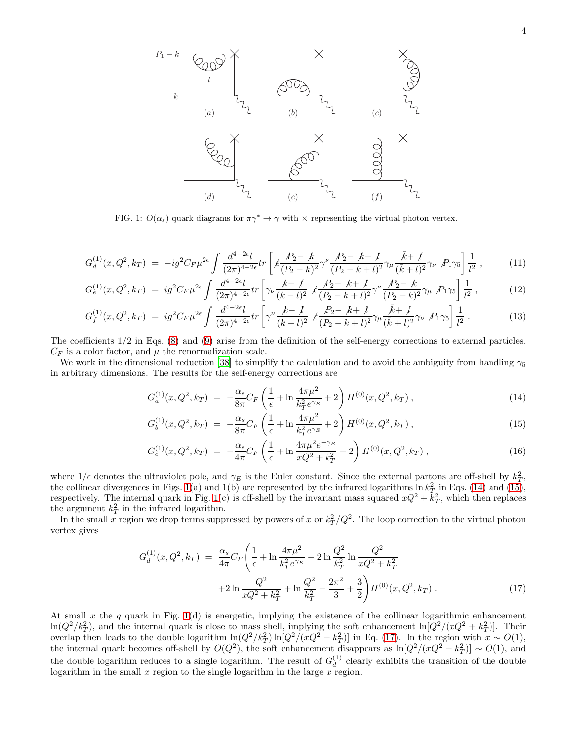FIG. 1: $O(\alpha_s)$ quark diagrams for $\pi\gamma^* \to \gamma$ with $\times$ representing the virtual photon vertex.

$$G_d^{(1)}(x,Q^2,k_T) = -ig^2 C_F \mu^{2\epsilon} \int \frac{d^{4-2\epsilon}l}{(2\pi)^{4-2\epsilon}} tr\left[\not\epsilon \frac{\not P_2 - \not k}{(P_2-k)^2}\gamma^\nu \frac{\not P_2 - \not k + \not l}{(P_2-k+l)^2}\gamma_\mu \frac{\not{\bar k} + \not l}{(\bar k + l)^2}\gamma_\nu \not P_1 \gamma_5\right]\frac{1}{l^2}, \tag{11}$$

$$G_e^{(1)}(x,Q^2,k_T) = ig^2 C_F \mu^{2\epsilon} \int \frac{d^{4-2\epsilon}l}{(2\pi)^{4-2\epsilon}} tr\left[\gamma_\nu \frac{\not k - \not l}{(k-l)^2} \not\epsilon \frac{\not P_2 - \not k + \not l}{(P_2-k+l)^2}\gamma^\nu \frac{\not P_2 - \not k}{(P_2-k)^2}\gamma_\mu \not P_1 \gamma_5\right]\frac{1}{l^2}, \tag{12}$$

$$G_f^{(1)}(x,Q^2,k_T) = ig^2 C_F \mu^{2\epsilon} \int \frac{d^{4-2\epsilon}l}{(2\pi)^{4-2\epsilon}} tr\left[\gamma^\nu \frac{\not k - \not l}{(k-l)^2} \not\epsilon \frac{\not P_2 - \not k + \not l}{(P_2-k+l)^2}\gamma_\mu \frac{\not{\bar k} + \not l}{(\bar k + l)^2}\gamma_\nu \not P_1 \gamma_5\right]\frac{1}{l^2}. \tag{13}$$

The coefficients 1/2 in Eqs. (8) and (9) arise from the definition of the self-energy corrections to external particles. $C_F$ is a color factor, and $\mu$ the renormalization scale.

We work in the dimensional reduction [38] to simplify the calculation and to avoid the ambiguity from handling $\gamma_5$ in arbitrary dimensions. The results for the self-energy corrections are

$$G_a^{(1)}(x,Q^2,k_T) = -\frac{\alpha_s}{8\pi}C_F\left(\frac{1}{\epsilon} + \ln\frac{4\pi\mu^2}{k_T^2 e^{\gamma_E}} + 2\right)H^{(0)}(x,Q^2,k_T), \tag{14}$$

$$G_b^{(1)}(x,Q^2,k_T) = -\frac{\alpha_s}{8\pi}C_F\left(\frac{1}{\epsilon} + \ln\frac{4\pi\mu^2}{k_T^2 e^{\gamma_E}} + 2\right)H^{(0)}(x,Q^2,k_T), \tag{15}$$

$$G_c^{(1)}(x,Q^2,k_T) = -\frac{\alpha_s}{4\pi}C_F\left(\frac{1}{\epsilon} + \ln\frac{4\pi\mu^2 e^{-\gamma_E}}{xQ^2 + k_T^2} + 2\right)H^{(0)}(x,Q^2,k_T), \tag{16}$$

where $1/\epsilon$ denotes the ultraviolet pole, and $\gamma_E$ is the Euler constant. Since the external partons are off-shell by $k_T^2$, the collinear divergences in Figs. 1(a) and 1(b) are represented by the infrared logarithms $\ln k_T^2$ in Eqs. (14) and (15), respectively. The internal quark in Fig. 1(c) is off-shell by the invariant mass squared $xQ^2 + k_T^2$, which then replaces the argument $k_T^2$ in the infrared logarithm.

In the small $x$ region we drop terms suppressed by powers of $x$ or $k_T^2/Q^2$. The loop correction to the virtual photon vertex gives

$$G_d^{(1)}(x,Q^2,k_T) = \frac{\alpha_s}{4\pi}C_F\left(\frac{1}{\epsilon} + \ln\frac{4\pi\mu^2}{k_T^2 e^{\gamma_E}} - 2\ln\frac{Q^2}{k_T^2}\ln\frac{Q^2}{xQ^2+k_T^2} + 2\ln\frac{Q^2}{xQ^2+k_T^2} + \ln\frac{Q^2}{k_T^2} - \frac{2\pi^2}{3} + \frac{3}{2}\right)H^{(0)}(x,Q^2,k_T). \tag{17}$$

At small $x$ the $q$ quark in Fig. 1(d) is energetic, implying the existence of the collinear logarithmic enhancement $\ln(Q^2/k_T^2)$, and the internal quark is close to mass shell, implying the soft enhancement $\ln[Q^2/(xQ^2+k_T^2)]$. Their overlap then leads to the double logarithm $\ln(Q^2/k_T^2)\ln[Q^2/(xQ^2+k_T^2)]$ in Eq. (17). In the region with $x \sim O(1)$, the internal quark becomes off-shell by $O(Q^2)$, the soft enhancement disappears as $\ln[Q^2/(xQ^2+k_T^2)] \sim O(1)$, and the double logarithm reduces to a single logarithm. The result of $G_d^{(1)}$ clearly exhibits the transition of the double logarithm in the small $x$ region to the single logarithm in the large $x$ region.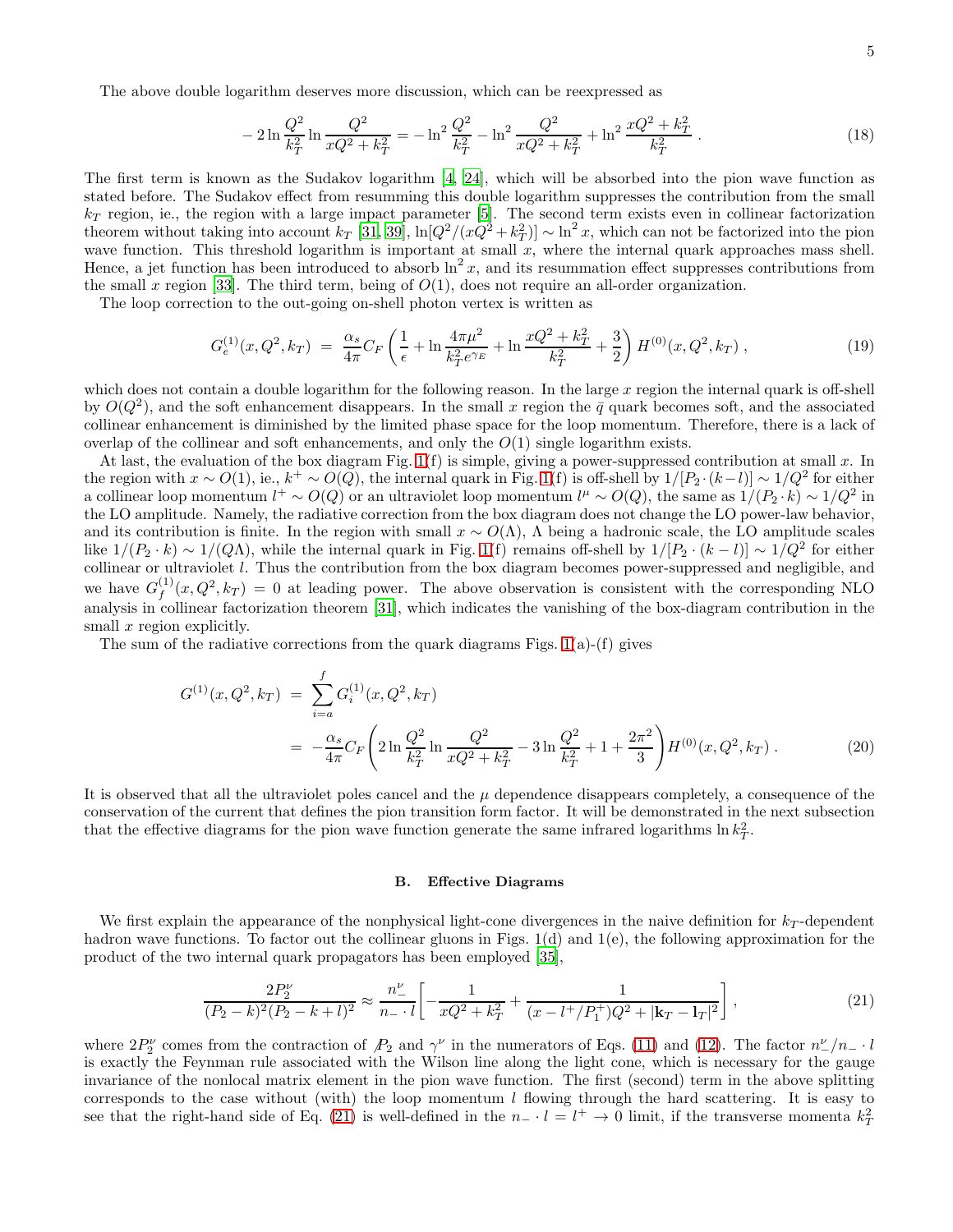The above double logarithm deserves more discussion, which can be reexpressed as

$$-2\ln\frac{Q^2}{k_T^2}\ln\frac{Q^2}{xQ^2+k_T^2} = -\ln^2\frac{Q^2}{k_T^2} - \ln^2\frac{Q^2}{xQ^2+k_T^2} + \ln^2\frac{xQ^2+k_T^2}{k_T^2}\,. \tag{18}$$

The first term is known as the Sudakov logarithm [4, 24], which will be absorbed into the pion wave function as stated before. The Sudakov effect from resumming this double logarithm suppresses the contribution from the small $k_T$ region, ie., the region with a large impact parameter [5]. The second term exists even in collinear factorization theorem without taking into account $k_T$ [31, 39], $\ln[Q^2/(xQ^2+k_T^2)] \sim \ln^2 x$, which can not be factorized into the pion wave function. This threshold logarithm is important at small $x$, where the internal quark approaches mass shell. Hence, a jet function has been introduced to absorb $\ln^2 x$, and its resummation effect suppresses contributions from the small $x$ region [33]. The third term, being of $O(1)$, does not require an all-order organization.

The loop correction to the out-going on-shell photon vertex is written as

$$G_e^{(1)}(x,Q^2,k_T) \;=\; \frac{\alpha_s}{4\pi}C_F\left(\frac{1}{\epsilon}+\ln\frac{4\pi\mu^2}{k_T^2 e^{\gamma_E}}+\ln\frac{xQ^2+k_T^2}{k_T^2}+\frac{3}{2}\right)H^{(0)}(x,Q^2,k_T)\,, \tag{19}$$

which does not contain a double logarithm for the following reason. In the large $x$ region the internal quark is off-shell by $O(Q^2)$, and the soft enhancement disappears. In the small $x$ region the $\bar{q}$ quark becomes soft, and the associated collinear enhancement is diminished by the limited phase space for the loop momentum. Therefore, there is a lack of overlap of the collinear and soft enhancements, and only the $O(1)$ single logarithm exists.

At last, the evaluation of the box diagram Fig. 1(f) is simple, giving a power-suppressed contribution at small $x$. In the region with $x \sim O(1)$, ie., $k^+ \sim O(Q)$, the internal quark in Fig. 1(f) is off-shell by $1/[P_2\cdot(k-l)] \sim 1/Q^2$ for either a collinear loop momentum $l^+ \sim O(Q)$ or an ultraviolet loop momentum $l^\mu \sim O(Q)$, the same as $1/(P_2\cdot k) \sim 1/Q^2$ in the LO amplitude. Namely, the radiative correction from the box diagram does not change the LO power-law behavior, and its contribution is finite. In the region with small $x \sim O(\Lambda)$, $\Lambda$ being a hadronic scale, the LO amplitude scales like $1/(P_2\cdot k) \sim 1/(Q\Lambda)$, while the internal quark in Fig. 1(f) remains off-shell by $1/[P_2\cdot(k-l)] \sim 1/Q^2$ for either collinear or ultraviolet $l$. Thus the contribution from the box diagram becomes power-suppressed and negligible, and we have $G_f^{(1)}(x,Q^2,k_T)=0$ at leading power. The above observation is consistent with the corresponding NLO analysis in collinear factorization theorem [31], which indicates the vanishing of the box-diagram contribution in the small $x$ region explicitly.

The sum of the radiative corrections from the quark diagrams Figs. 1(a)-(f) gives

$$\begin{aligned} G^{(1)}(x,Q^2,k_T) \;&=\; \sum_{i=a}^{f} G_i^{(1)}(x,Q^2,k_T) \\ &=\; -\frac{\alpha_s}{4\pi}C_F\left(2\ln\frac{Q^2}{k_T^2}\ln\frac{Q^2}{xQ^2+k_T^2}-3\ln\frac{Q^2}{k_T^2}+1+\frac{2\pi^2}{3}\right)H^{(0)}(x,Q^2,k_T)\,. \end{aligned} \tag{20}$$

It is observed that all the ultraviolet poles cancel and the $\mu$ dependence disappears completely, a consequence of the conservation of the current that defines the pion transition form factor. It will be demonstrated in the next subsection that the effective diagrams for the pion wave function generate the same infrared logarithms $\ln k_T^2$.

### B. Effective Diagrams

We first explain the appearance of the nonphysical light-cone divergences in the naive definition for $k_T$-dependent hadron wave functions. To factor out the collinear gluons in Figs. 1(d) and 1(e), the following approximation for the product of the two internal quark propagators has been employed [35],

$$\frac{2P_2^\nu}{(P_2-k)^2(P_2-k+l)^2} \approx \frac{n_-^\nu}{n_-\cdot l}\left[-\frac{1}{xQ^2+k_T^2}+\frac{1}{(x-l^+/P_1^+)Q^2+|\mathbf{k}_T-\mathbf{l}_T|^2}\right]\,, \tag{21}$$

where $2P_2^\nu$ comes from the contraction of $\not{P}_2$ and $\gamma^\nu$ in the numerators of Eqs. (11) and (12). The factor $n_-^\nu/n_-\cdot l$ is exactly the Feynman rule associated with the Wilson line along the light cone, which is necessary for the gauge invariance of the nonlocal matrix element in the pion wave function. The first (second) term in the above splitting corresponds to the case without (with) the loop momentum $l$ flowing through the hard scattering. It is easy to see that the right-hand side of Eq. (21) is well-defined in the $n_-\cdot l = l^+ \to 0$ limit, if the transverse momenta $k_T^2$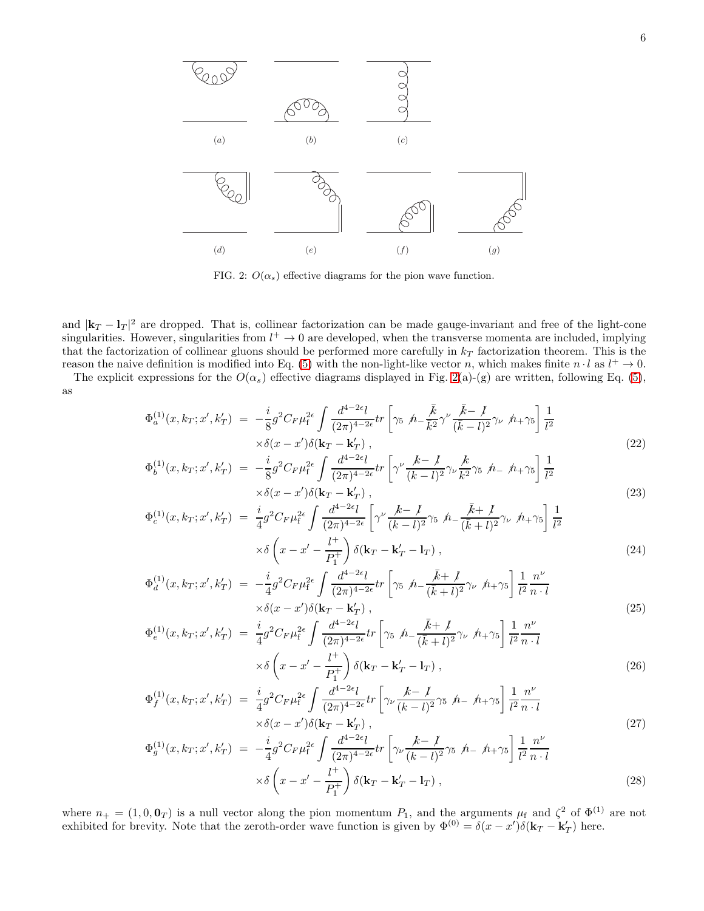FIG. 2: $O(\alpha_s)$ effective diagrams for the pion wave function.

and $|\mathbf{k}_T - \mathbf{l}_T|^2$ are dropped. That is, collinear factorization can be made gauge-invariant and free of the light-cone singularities. However, singularities from $l^+ \to 0$ are developed, when the transverse momenta are included, implying that the factorization of collinear gluons should be performed more carefully in $k_T$ factorization theorem. This is the reason the naive definition is modified into Eq. (5) with the non-light-like vector $n$, which makes finite $n \cdot l$ as $l^+ \to 0$.

The explicit expressions for the $O(\alpha_s)$ effective diagrams displayed in Fig. 2(a)-(g) are written, following Eq. (5), as

$$
\begin{aligned}
\Phi_a^{(1)}(x, k_T; x', k'_T) &= -\frac{i}{8} g^2 C_F \mu_{\rm f}^{2\epsilon} \int \frac{d^{4-2\epsilon} l}{(2\pi)^{4-2\epsilon}} tr\left[\gamma_5 \not{n}_- \frac{\bar{\not{k}}}{\bar{k}^2} \gamma^\nu \frac{\bar{\not{k}} - \not{l}}{(\bar{k} - l)^2} \gamma_\nu \not{n}_+ \gamma_5\right] \frac{1}{l^2} \\
&\quad \times \delta(x - x') \delta(\mathbf{k}_T - \mathbf{k}'_T) , 
\end{aligned} \tag{22}
$$

$$
\begin{aligned}
\Phi_b^{(1)}(x, k_T; x', k'_T) &= -\frac{i}{8} g^2 C_F \mu_{\rm f}^{2\epsilon} \int \frac{d^{4-2\epsilon} l}{(2\pi)^{4-2\epsilon}} tr\left[\gamma^\nu \frac{\not{k} - \not{l}}{(k - l)^2} \gamma_\nu \frac{\not{k}}{k^2} \gamma_5 \not{n}_- \not{n}_+ \gamma_5\right] \frac{1}{l^2} \\
&\quad \times \delta(x - x') \delta(\mathbf{k}_T - \mathbf{k}'_T) , 
\end{aligned} \tag{23}
$$

$$
\begin{aligned}
\Phi_c^{(1)}(x, k_T; x', k'_T) &= \frac{i}{4} g^2 C_F \mu_{\rm f}^{2\epsilon} \int \frac{d^{4-2\epsilon} l}{(2\pi)^{4-2\epsilon}} \left[\gamma^\nu \frac{\not{k} - \not{l}}{(k - l)^2} \gamma_5 \not{n}_- \frac{\bar{\not{k}} + \not{l}}{(\bar{k} + l)^2} \gamma_\nu \not{n}_+ \gamma_5\right] \frac{1}{l^2} \\
&\quad \times \delta\left(x - x' - \frac{l^+}{P_1^+}\right) \delta(\mathbf{k}_T - \mathbf{k}'_T - \mathbf{l}_T) , 
\end{aligned} \tag{24}
$$

$$
\begin{aligned}
\Phi_d^{(1)}(x, k_T; x', k'_T) &= -\frac{i}{4} g^2 C_F \mu_{\rm f}^{2\epsilon} \int \frac{d^{4-2\epsilon} l}{(2\pi)^{4-2\epsilon}} tr\left[\gamma_5 \not{n}_- \frac{\bar{\not{k}} + \not{l}}{(\bar{k} + l)^2} \gamma_\nu \not{n}_+ \gamma_5\right] \frac{1}{l^2} \frac{n^\nu}{n \cdot l} \\
&\quad \times \delta(x - x') \delta(\mathbf{k}_T - \mathbf{k}'_T) , 
\end{aligned} \tag{25}
$$

$$
\begin{aligned}
\Phi_e^{(1)}(x, k_T; x', k'_T) &= \frac{i}{4} g^2 C_F \mu_{\rm f}^{2\epsilon} \int \frac{d^{4-2\epsilon} l}{(2\pi)^{4-2\epsilon}} tr\left[\gamma_5 \not{n}_- \frac{\bar{\not{k}} + \not{l}}{(\bar{k} + l)^2} \gamma_\nu \not{n}_+ \gamma_5\right] \frac{1}{l^2} \frac{n^\nu}{n \cdot l} \\
&\quad \times \delta\left(x - x' - \frac{l^+}{P_1^+}\right) \delta(\mathbf{k}_T - \mathbf{k}'_T - \mathbf{l}_T) , 
\end{aligned} \tag{26}
$$

$$
\begin{aligned}
\Phi_f^{(1)}(x, k_T; x', k'_T) &= \frac{i}{4} g^2 C_F \mu_{\rm f}^{2\epsilon} \int \frac{d^{4-2\epsilon} l}{(2\pi)^{4-2\epsilon}} tr\left[\gamma_\nu \frac{\not{k} - \not{l}}{(k - l)^2} \gamma_5 \not{n}_- \not{n}_+ \gamma_5\right] \frac{1}{l^2} \frac{n^\nu}{n \cdot l} \\
&\quad \times \delta(x - x') \delta(\mathbf{k}_T - \mathbf{k}'_T) , 
\end{aligned} \tag{27}
$$

$$
\begin{aligned}
\Phi_g^{(1)}(x, k_T; x', k'_T) &= -\frac{i}{4} g^2 C_F \mu_{\rm f}^{2\epsilon} \int \frac{d^{4-2\epsilon} l}{(2\pi)^{4-2\epsilon}} tr\left[\gamma_\nu \frac{\not{k} - \not{l}}{(k - l)^2} \gamma_5 \not{n}_- \not{n}_+ \gamma_5\right] \frac{1}{l^2} \frac{n^\nu}{n \cdot l} \\
&\quad \times \delta\left(x - x' - \frac{l^+}{P_1^+}\right) \delta(\mathbf{k}_T - \mathbf{k}'_T - \mathbf{l}_T) , 
\end{aligned} \tag{28}
$$

where $n_+ = (1, 0, \mathbf{0}_T)$ is a null vector along the pion momentum $P_1$, and the arguments $\mu_{\rm f}$ and $\zeta^2$ of $\Phi^{(1)}$ are not exhibited for brevity. Note that the zeroth-order wave function is given by $\Phi^{(0)} = \delta(x - x')\delta(\mathbf{k}_T - \mathbf{k}'_T)$ here.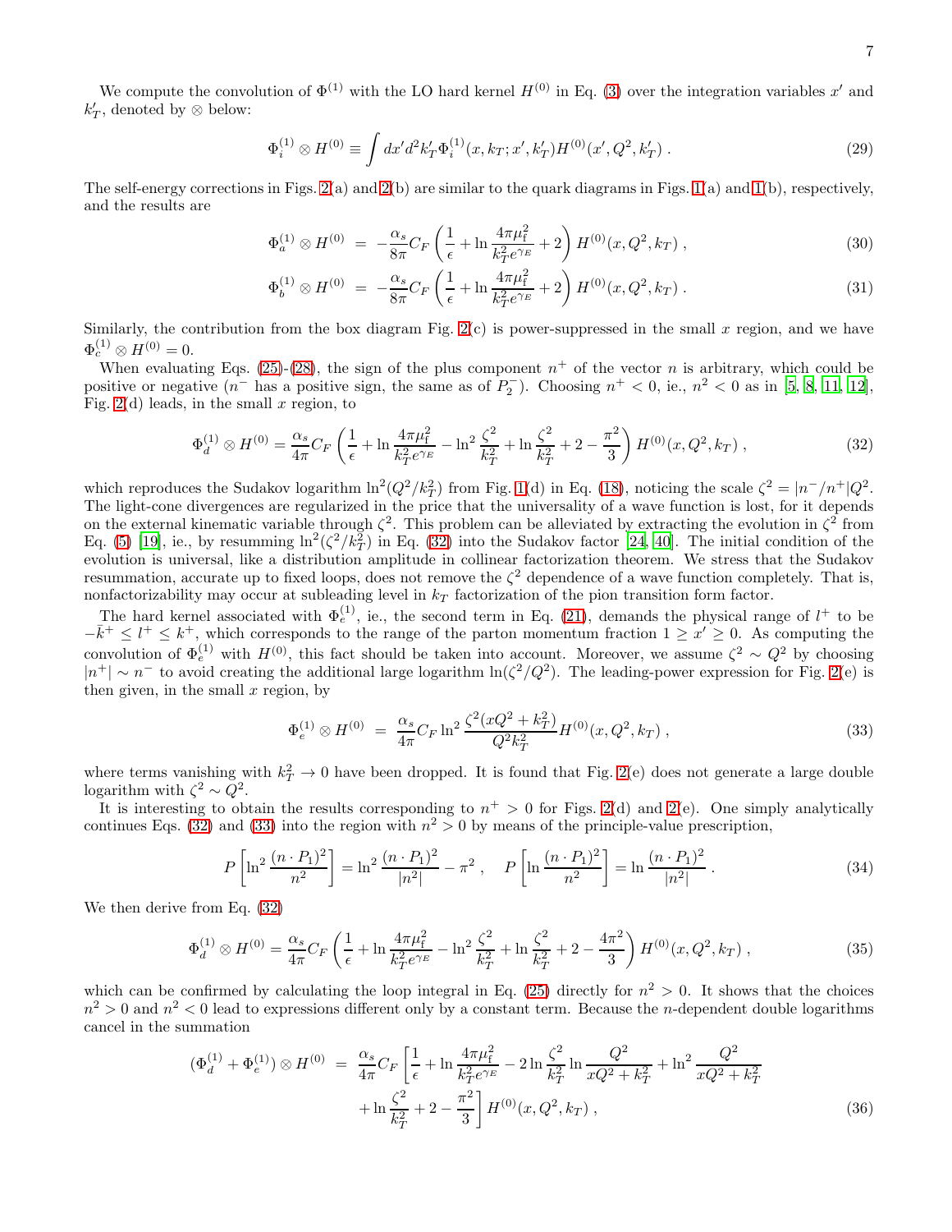We compute the convolution of $\Phi^{(1)}$ with the LO hard kernel $H^{(0)}$ in Eq. (3) over the integration variables $x'$ and $k'_T$, denoted by $\otimes$ below:

$$\Phi_i^{(1)} \otimes H^{(0)} \equiv \int dx' d^2k'_T \Phi_i^{(1)}(x, k_T; x', k'_T) H^{(0)}(x', Q^2, k'_T) . \tag{29}$$

The self-energy corrections in Figs. 2(a) and 2(b) are similar to the quark diagrams in Figs. 1(a) and 1(b), respectively, and the results are

$$\Phi_a^{(1)} \otimes H^{(0)} = -\frac{\alpha_s}{8\pi} C_F \left( \frac{1}{\epsilon} + \ln \frac{4\pi\mu_{\rm f}^2}{k_T^2 e^{\gamma_E}} + 2 \right) H^{(0)}(x, Q^2, k_T) , \tag{30}$$

$$\Phi_b^{(1)} \otimes H^{(0)} = -\frac{\alpha_s}{8\pi} C_F \left( \frac{1}{\epsilon} + \ln \frac{4\pi\mu_{\rm f}^2}{k_T^2 e^{\gamma_E}} + 2 \right) H^{(0)}(x, Q^2, k_T) . \tag{31}$$

Similarly, the contribution from the box diagram Fig. 2(c) is power-suppressed in the small $x$ region, and we have $\Phi_c^{(1)} \otimes H^{(0)} = 0$.

When evaluating Eqs. (25)-(28), the sign of the plus component $n^+$ of the vector $n$ is arbitrary, which could be positive or negative ($n^-$ has a positive sign, the same as of $P_2^-$). Choosing $n^+ < 0$, ie., $n^2 < 0$ as in [5, 8, 11, 12], Fig. 2(d) leads, in the small $x$ region, to

$$\Phi_d^{(1)} \otimes H^{(0)} = \frac{\alpha_s}{4\pi} C_F \left( \frac{1}{\epsilon} + \ln \frac{4\pi\mu_{\rm f}^2}{k_T^2 e^{\gamma_E}} - \ln^2 \frac{\zeta^2}{k_T^2} + \ln \frac{\zeta^2}{k_T^2} + 2 - \frac{\pi^2}{3} \right) H^{(0)}(x, Q^2, k_T) , \tag{32}$$

which reproduces the Sudakov logarithm $\ln^2(Q^2/k_T^2)$ from Fig. 1(d) in Eq. (18), noticing the scale $\zeta^2 = |n^-/n^+|Q^2$. The light-cone divergences are regularized in the price that the universality of a wave function is lost, for it depends on the external kinematic variable through $\zeta^2$. This problem can be alleviated by extracting the evolution in $\zeta^2$ from Eq. (5) [19], ie., by resumming $\ln^2(\zeta^2/k_T^2)$ in Eq. (32) into the Sudakov factor [24, 40]. The initial condition of the evolution is universal, like a distribution amplitude in collinear factorization theorem. We stress that the Sudakov resummation, accurate up to fixed loops, does not remove the $\zeta^2$ dependence of a wave function completely. That is, nonfactorizability may occur at subleading level in $k_T$ factorization of the pion transition form factor.

The hard kernel associated with $\Phi_e^{(1)}$, ie., the second term in Eq. (21), demands the physical range of $l^+$ to be $-\bar{k}^+ \le l^+ \le k^+$, which corresponds to the range of the parton momentum fraction $1 \ge x' \ge 0$. As computing the convolution of $\Phi_e^{(1)}$ with $H^{(0)}$, this fact should be taken into account. Moreover, we assume $\zeta^2 \sim Q^2$ by choosing $|n^+| \sim n^-$ to avoid creating the additional large logarithm $\ln(\zeta^2/Q^2)$. The leading-power expression for Fig. 2(e) is then given, in the small $x$ region, by

$$\Phi_e^{(1)} \otimes H^{(0)} = \frac{\alpha_s}{4\pi} C_F \ln^2 \frac{\zeta^2(xQ^2 + k_T^2)}{Q^2 k_T^2} H^{(0)}(x, Q^2, k_T) , \tag{33}$$

where terms vanishing with $k_T^2 \to 0$ have been dropped. It is found that Fig. 2(e) does not generate a large double logarithm with $\zeta^2 \sim Q^2$.

It is interesting to obtain the results corresponding to $n^+ > 0$ for Figs. 2(d) and 2(e). One simply analytically continues Eqs. (32) and (33) into the region with $n^2 > 0$ by means of the principle-value prescription,

$$P\left[\ln^2 \frac{(n \cdot P_1)^2}{n^2}\right] = \ln^2 \frac{(n \cdot P_1)^2}{|n^2|} - \pi^2 , \quad P\left[\ln \frac{(n \cdot P_1)^2}{n^2}\right] = \ln \frac{(n \cdot P_1)^2}{|n^2|} . \tag{34}$$

We then derive from Eq. (32)

$$\Phi_d^{(1)} \otimes H^{(0)} = \frac{\alpha_s}{4\pi} C_F \left( \frac{1}{\epsilon} + \ln \frac{4\pi\mu_{\rm f}^2}{k_T^2 e^{\gamma_E}} - \ln^2 \frac{\zeta^2}{k_T^2} + \ln \frac{\zeta^2}{k_T^2} + 2 - \frac{4\pi^2}{3} \right) H^{(0)}(x, Q^2, k_T) , \tag{35}$$

which can be confirmed by calculating the loop integral in Eq. (25) directly for $n^2 > 0$. It shows that the choices $n^2 > 0$ and $n^2 < 0$ lead to expressions different only by a constant term. Because the $n$-dependent double logarithms cancel in the summation

$$\begin{aligned}(\Phi_d^{(1)} + \Phi_e^{(1)}) \otimes H^{(0)} = \frac{\alpha_s}{4\pi} C_F \Bigg[ & \frac{1}{\epsilon} + \ln \frac{4\pi\mu_{\rm f}^2}{k_T^2 e^{\gamma_E}} - 2 \ln \frac{\zeta^2}{k_T^2} \ln \frac{Q^2}{xQ^2 + k_T^2} + \ln^2 \frac{Q^2}{xQ^2 + k_T^2} \\ & + \ln \frac{\zeta^2}{k_T^2} + 2 - \frac{\pi^2}{3} \Bigg] H^{(0)}(x, Q^2, k_T) ,\end{aligned} \tag{36}$$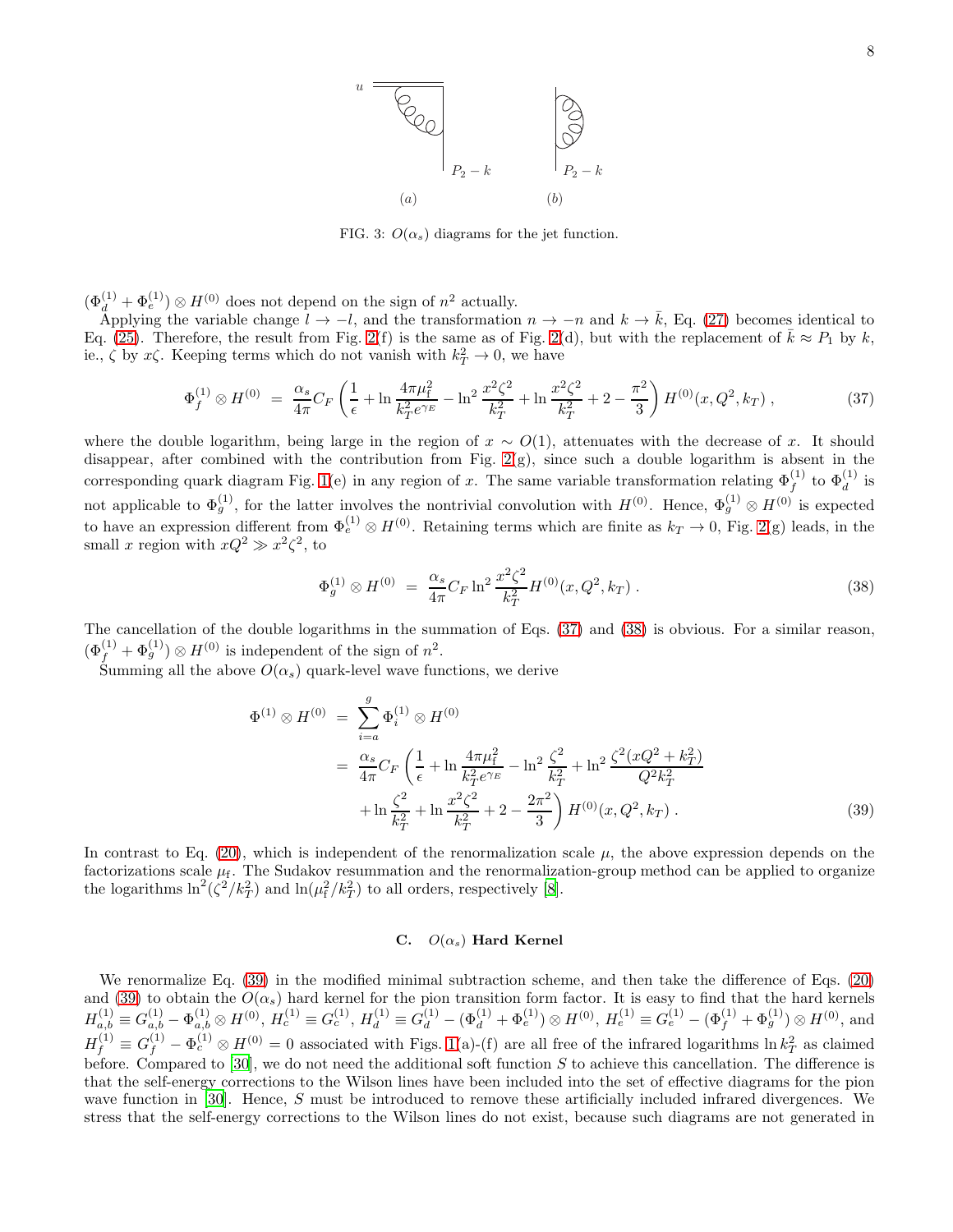FIG. 3: $O(\alpha_s)$ diagrams for the jet function.

$(\Phi_d^{(1)} + \Phi_e^{(1)}) \otimes H^{(0)}$ does not depend on the sign of $n^2$ actually.

Applying the variable change $l \to -l$, and the transformation $n \to -n$ and $k \to \bar{k}$, Eq. (27) becomes identical to Eq. (25). Therefore, the result from Fig. 2(f) is the same as of Fig. 2(d), but with the replacement of $\bar{k} \approx P_1$ by $k$, ie., $\zeta$ by $x\zeta$. Keeping terms which do not vanish with $k_T^2 \to 0$, we have

$$\Phi_f^{(1)} \otimes H^{(0)} = \frac{\alpha_s}{4\pi} C_F \left( \frac{1}{\epsilon} + \ln \frac{4\pi \mu_f^2}{k_T^2 e^{\gamma_E}} - \ln^2 \frac{x^2\zeta^2}{k_T^2} + \ln \frac{x^2\zeta^2}{k_T^2} + 2 - \frac{\pi^2}{3} \right) H^{(0)}(x, Q^2, k_T) \,, \tag{37}$$

where the double logarithm, being large in the region of $x \sim O(1)$, attenuates with the decrease of $x$. It should disappear, after combined with the contribution from Fig. 2(g), since such a double logarithm is absent in the corresponding quark diagram Fig. 1(e) in any region of $x$. The same variable transformation relating $\Phi_f^{(1)}$ to $\Phi_d^{(1)}$ is not applicable to $\Phi_g^{(1)}$, for the latter involves the nontrivial convolution with $H^{(0)}$. Hence, $\Phi_g^{(1)} \otimes H^{(0)}$ is expected to have an expression different from $\Phi_e^{(1)} \otimes H^{(0)}$. Retaining terms which are finite as $k_T \to 0$, Fig. 2(g) leads, in the small $x$ region with $xQ^2 \gg x^2\zeta^2$, to

$$\Phi_g^{(1)} \otimes H^{(0)} = \frac{\alpha_s}{4\pi} C_F \ln^2 \frac{x^2\zeta^2}{k_T^2} H^{(0)}(x, Q^2, k_T) \,. \tag{38}$$

The cancellation of the double logarithms in the summation of Eqs. (37) and (38) is obvious. For a similar reason, $(\Phi_f^{(1)} + \Phi_g^{(1)}) \otimes H^{(0)}$ is independent of the sign of $n^2$.

Summing all the above $O(\alpha_s)$ quark-level wave functions, we derive

$$\begin{aligned}
\Phi^{(1)} \otimes H^{(0)} &= \sum_{i=a}^{g} \Phi_i^{(1)} \otimes H^{(0)} \\
&= \frac{\alpha_s}{4\pi} C_F \left( \frac{1}{\epsilon} + \ln \frac{4\pi\mu_f^2}{k_T^2 e^{\gamma_E}} - \ln^2 \frac{\zeta^2}{k_T^2} + \ln^2 \frac{\zeta^2 (xQ^2 + k_T^2)}{Q^2 k_T^2} \right. \\
&\quad \left. + \ln \frac{\zeta^2}{k_T^2} + \ln \frac{x^2\zeta^2}{k_T^2} + 2 - \frac{2\pi^2}{3} \right) H^{(0)}(x, Q^2, k_T) \,.
\end{aligned} \tag{39}$$

In contrast to Eq. (20), which is independent of the renormalization scale $\mu$, the above expression depends on the factorizations scale $\mu_f$. The Sudakov resummation and the renormalization-group method can be applied to organize the logarithms $\ln^2(\zeta^2/k_T^2)$ and $\ln(\mu_f^2/k_T^2)$ to all orders, respectively [8].

### C. $O(\alpha_s)$ Hard Kernel

We renormalize Eq. (39) in the modified minimal subtraction scheme, and then take the difference of Eqs. (20) and (39) to obtain the $O(\alpha_s)$ hard kernel for the pion transition form factor. It is easy to find that the hard kernels $H_{a,b}^{(1)} \equiv G_{a,b}^{(1)} - \Phi_{a,b}^{(1)} \otimes H^{(0)}$, $H_c^{(1)} \equiv G_c^{(1)}$, $H_d^{(1)} \equiv G_d^{(1)} - (\Phi_d^{(1)} + \Phi_e^{(1)}) \otimes H^{(0)}$, $H_e^{(1)} \equiv G_e^{(1)} - (\Phi_f^{(1)} + \Phi_g^{(1)}) \otimes H^{(0)}$, and $H_f^{(1)} \equiv G_f^{(1)} - \Phi_c^{(1)} \otimes H^{(0)} = 0$ associated with Figs. 1(a)-(f) are all free of the infrared logarithms $\ln k_T^2$ as claimed before. Compared to [30], we do not need the additional soft function $S$ to achieve this cancellation. The difference is that the self-energy corrections to the Wilson lines have been included into the set of effective diagrams for the pion wave function in [30]. Hence, $S$ must be introduced to remove these artificially included infrared divergences. We stress that the self-energy corrections to the Wilson lines do not exist, because such diagrams are not generated in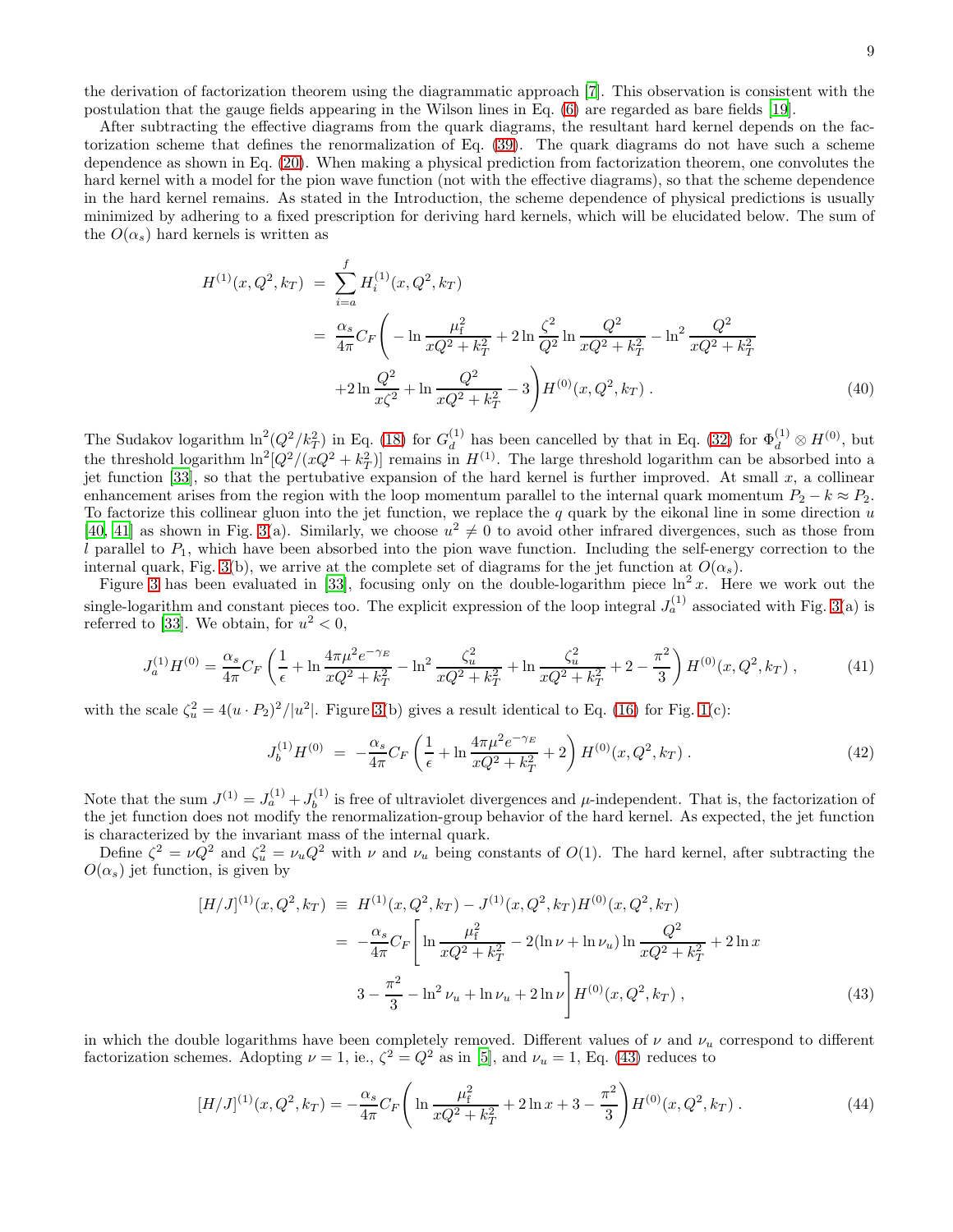the derivation of factorization theorem using the diagrammatic approach [7]. This observation is consistent with the postulation that the gauge fields appearing in the Wilson lines in Eq. (6) are regarded as bare fields [19].

After subtracting the effective diagrams from the quark diagrams, the resultant hard kernel depends on the factorization scheme that defines the renormalization of Eq. (39). The quark diagrams do not have such a scheme dependence as shown in Eq. (20). When making a physical prediction from factorization theorem, one convolutes the hard kernel with a model for the pion wave function (not with the effective diagrams), so that the scheme dependence in the hard kernel remains. As stated in the Introduction, the scheme dependence of physical predictions is usually minimized by adhering to a fixed prescription for deriving hard kernels, which will be elucidated below. The sum of the $O(\alpha_s)$ hard kernels is written as

$$
\begin{aligned}
H^{(1)}(x,Q^2,k_T) &= \sum_{i=a}^{f} H_i^{(1)}(x,Q^2,k_T) \\
&= \frac{\alpha_s}{4\pi}C_F\Bigg( -\ln\frac{\mu_{\rm f}^2}{xQ^2+k_T^2} + 2\ln\frac{\zeta^2}{Q^2}\ln\frac{Q^2}{xQ^2+k_T^2} - \ln^2\frac{Q^2}{xQ^2+k_T^2} \\
&\quad + 2\ln\frac{Q^2}{x\zeta^2} + \ln\frac{Q^2}{xQ^2+k_T^2} - 3\Bigg) H^{(0)}(x,Q^2,k_T)\ . \qquad (40)
\end{aligned}
$$

The Sudakov logarithm $\ln^2(Q^2/k_T^2)$ in Eq. (18) for $G_d^{(1)}$ has been cancelled by that in Eq. (32) for $\Phi_d^{(1)} \otimes H^{(0)}$, but the threshold logarithm $\ln^2[Q^2/(xQ^2+k_T^2)]$ remains in $H^{(1)}$. The large threshold logarithm can be absorbed into a jet function [33], so that the pertubative expansion of the hard kernel is further improved. At small $x$, a collinear enhancement arises from the region with the loop momentum parallel to the internal quark momentum $P_2 - k \approx P_2$. To factorize this collinear gluon into the jet function, we replace the $q$ quark by the eikonal line in some direction $u$ [40, 41] as shown in Fig. 3(a). Similarly, we choose $u^2 \neq 0$ to avoid other infrared divergences, such as those from $l$ parallel to $P_1$, which have been absorbed into the pion wave function. Including the self-energy correction to the internal quark, Fig. 3(b), we arrive at the complete set of diagrams for the jet function at $O(\alpha_s)$.

Figure 3 has been evaluated in [33], focusing only on the double-logarithm piece $\ln^2 x$. Here we work out the single-logarithm and constant pieces too. The explicit expression of the loop integral $J_a^{(1)}$ associated with Fig. 3(a) is referred to [33]. We obtain, for $u^2 < 0$,

$$
J_a^{(1)} H^{(0)} = \frac{\alpha_s}{4\pi}C_F\left(\frac{1}{\epsilon} + \ln\frac{4\pi\mu^2 e^{-\gamma_E}}{xQ^2+k_T^2} - \ln^2\frac{\zeta_u^2}{xQ^2+k_T^2} + \ln\frac{\zeta_u^2}{xQ^2+k_T^2} + 2 - \frac{\pi^2}{3}\right) H^{(0)}(x,Q^2,k_T)\ , \qquad (41)
$$

with the scale $\zeta_u^2 = 4(u\cdot P_2)^2/|u^2|$. Figure 3(b) gives a result identical to Eq. (16) for Fig. 1(c):

$$
J_b^{(1)} H^{(0)} = -\frac{\alpha_s}{4\pi}C_F\left(\frac{1}{\epsilon} + \ln\frac{4\pi\mu^2 e^{-\gamma_E}}{xQ^2+k_T^2} + 2\right) H^{(0)}(x,Q^2,k_T)\ . \qquad (42)
$$

Note that the sum $J^{(1)} = J_a^{(1)} + J_b^{(1)}$ is free of ultraviolet divergences and $\mu$-independent. That is, the factorization of the jet function does not modify the renormalization-group behavior of the hard kernel. As expected, the jet function is characterized by the invariant mass of the internal quark.

Define $\zeta^2 = \nu Q^2$ and $\zeta_u^2 = \nu_u Q^2$ with $\nu$ and $\nu_u$ being constants of $O(1)$. The hard kernel, after subtracting the $O(\alpha_s)$ jet function, is given by

$$
\begin{aligned}
[H/J]^{(1)}(x,Q^2,k_T) &\equiv H^{(1)}(x,Q^2,k_T) - J^{(1)}(x,Q^2,k_T)H^{(0)}(x,Q^2,k_T) \\
&= -\frac{\alpha_s}{4\pi}C_F\Bigg[\ln\frac{\mu_{\rm f}^2}{xQ^2+k_T^2} - 2(\ln\nu + \ln\nu_u)\ln\frac{Q^2}{xQ^2+k_T^2} + 2\ln x \\
&\quad 3 - \frac{\pi^2}{3} - \ln^2\nu_u + \ln\nu_u + 2\ln\nu\Bigg] H^{(0)}(x,Q^2,k_T)\ , \qquad (43)
\end{aligned}
$$

in which the double logarithms have been completely removed. Different values of $\nu$ and $\nu_u$ correspond to different factorization schemes. Adopting $\nu = 1$, ie., $\zeta^2 = Q^2$ as in [5], and $\nu_u = 1$, Eq. (43) reduces to

$$
[H/J]^{(1)}(x,Q^2,k_T) = -\frac{\alpha_s}{4\pi}C_F\left(\ln\frac{\mu_{\rm f}^2}{xQ^2+k_T^2} + 2\ln x + 3 - \frac{\pi^2}{3}\right) H^{(0)}(x,Q^2,k_T)\ . \qquad (44)
$$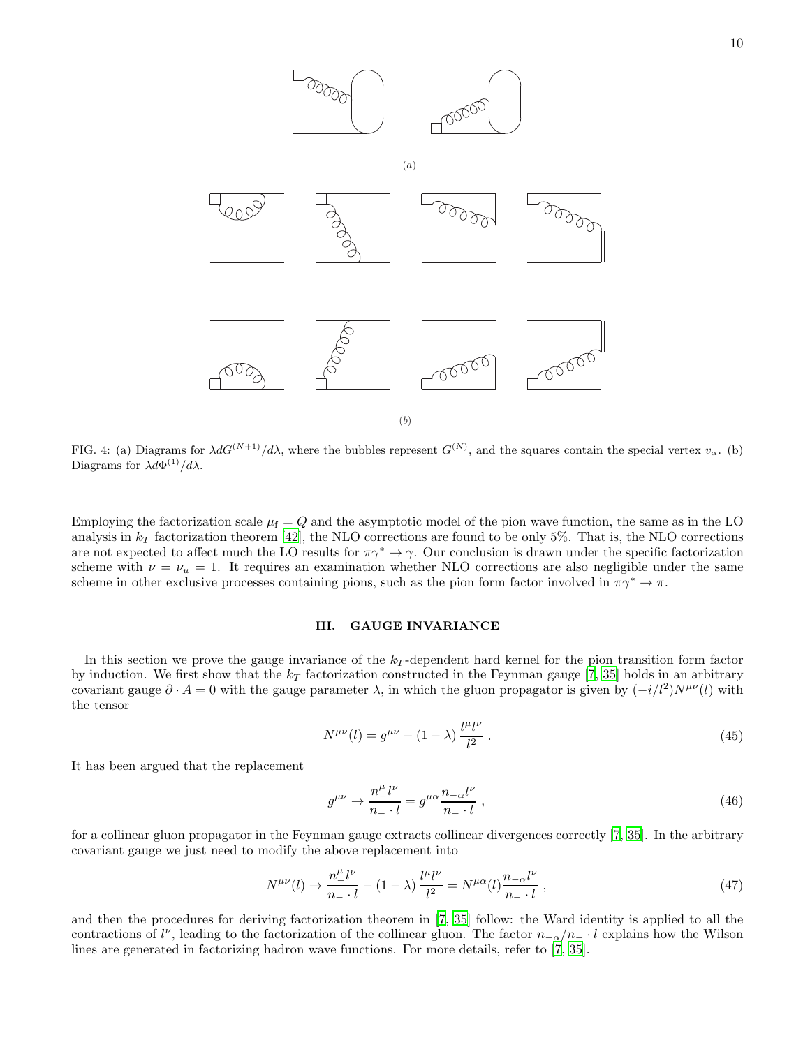FIG. 4: (a) Diagrams for $\lambda dG^{(N+1)}/d\lambda$, where the bubbles represent $G^{(N)}$, and the squares contain the special vertex $v_\alpha$. (b) Diagrams for $\lambda d\Phi^{(1)}/d\lambda$.

Employing the factorization scale $\mu_{\rm f} = Q$ and the asymptotic model of the pion wave function, the same as in the LO analysis in $k_T$ factorization theorem [42], the NLO corrections are found to be only 5%. That is, the NLO corrections are not expected to affect much the LO results for $\pi\gamma^* \to \gamma$. Our conclusion is drawn under the specific factorization scheme with $\nu = \nu_u = 1$. It requires an examination whether NLO corrections are also negligible under the same scheme in other exclusive processes containing pions, such as the pion form factor involved in $\pi\gamma^* \to \pi$.

## III. GAUGE INVARIANCE

In this section we prove the gauge invariance of the $k_T$-dependent hard kernel for the pion transition form factor by induction. We first show that the $k_T$ factorization constructed in the Feynman gauge [7, 35] holds in an arbitrary covariant gauge $\partial \cdot A = 0$ with the gauge parameter $\lambda$, in which the gluon propagator is given by $(-i/l^2)N^{\mu\nu}(l)$ with the tensor

$$N^{\mu\nu}(l) = g^{\mu\nu} - (1-\lambda)\frac{l^\mu l^\nu}{l^2}\ . \tag{45}$$

It has been argued that the replacement

$$g^{\mu\nu} \to \frac{n_-^\mu l^\nu}{n_-\cdot l} = g^{\mu\alpha}\frac{n_{-\alpha}l^\nu}{n_-\cdot l}\ , \tag{46}$$

for a collinear gluon propagator in the Feynman gauge extracts collinear divergences correctly [7, 35]. In the arbitrary covariant gauge we just need to modify the above replacement into

$$N^{\mu\nu}(l) \to \frac{n_-^\mu l^\nu}{n_-\cdot l} - (1-\lambda)\frac{l^\mu l^\nu}{l^2} = N^{\mu\alpha}(l)\frac{n_{-\alpha}l^\nu}{n_-\cdot l}\ , \tag{47}$$

and then the procedures for deriving factorization theorem in [7, 35] follow: the Ward identity is applied to all the contractions of $l^\nu$, leading to the factorization of the collinear gluon. The factor $n_{-\alpha}/n_-\cdot l$ explains how the Wilson lines are generated in factorizing hadron wave functions. For more details, refer to [7, 35].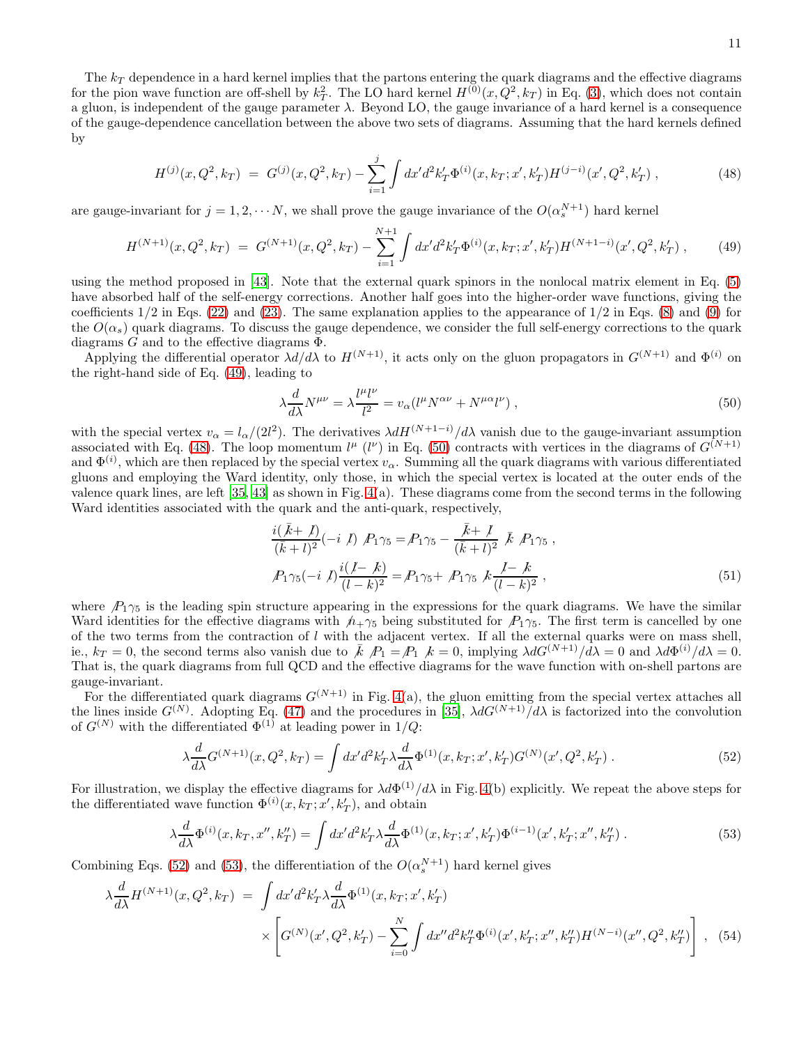The $k_T$ dependence in a hard kernel implies that the partons entering the quark diagrams and the effective diagrams for the pion wave function are off-shell by $k_T^2$. The LO hard kernel $H^{(0)}(x, Q^2, k_T)$ in Eq. (3), which does not contain a gluon, is independent of the gauge parameter $\lambda$. Beyond LO, the gauge invariance of a hard kernel is a consequence of the gauge-dependence cancellation between the above two sets of diagrams. Assuming that the hard kernels defined by

$$H^{(j)}(x,Q^2,k_T) \;=\; G^{(j)}(x,Q^2,k_T) - \sum_{i=1}^{j}\int dx' d^2k_T' \Phi^{(i)}(x,k_T;x',k_T') H^{(j-i)}(x',Q^2,k_T')\;, \tag{48}$$

are gauge-invariant for $j = 1, 2, \cdots N$, we shall prove the gauge invariance of the $O(\alpha_s^{N+1})$ hard kernel

$$H^{(N+1)}(x,Q^2,k_T) \;=\; G^{(N+1)}(x,Q^2,k_T) - \sum_{i=1}^{N+1}\int dx' d^2k_T' \Phi^{(i)}(x,k_T;x',k_T') H^{(N+1-i)}(x',Q^2,k_T')\;, \tag{49}$$

using the method proposed in [43]. Note that the external quark spinors in the nonlocal matrix element in Eq. (5) have absorbed half of the self-energy corrections. Another half goes into the higher-order wave functions, giving the coefficients 1/2 in Eqs. (22) and (23). The same explanation applies to the appearance of 1/2 in Eqs. (8) and (9) for the $O(\alpha_s)$ quark diagrams. To discuss the gauge dependence, we consider the full self-energy corrections to the quark diagrams $G$ and to the effective diagrams $\Phi$.

Applying the differential operator $\lambda d/d\lambda$ to $H^{(N+1)}$, it acts only on the gluon propagators in $G^{(N+1)}$ and $\Phi^{(i)}$ on the right-hand side of Eq. (49), leading to

$$\lambda\frac{d}{d\lambda}N^{\mu\nu} = \lambda\frac{l^\mu l^\nu}{l^2} = v_\alpha(l^\mu N^{\alpha\nu} + N^{\mu\alpha} l^\nu)\;, \tag{50}$$

with the special vertex $v_\alpha = l_\alpha/(2l^2)$. The derivatives $\lambda dH^{(N+1-i)}/d\lambda$ vanish due to the gauge-invariant assumption associated with Eq. (48). The loop momentum $l^\mu$ ($l^\nu$) in Eq. (50) contracts with vertices in the diagrams of $G^{(N+1)}$ and $\Phi^{(i)}$, which are then replaced by the special vertex $v_\alpha$. Summing all the quark diagrams with various differentiated gluons and employing the Ward identity, only those, in which the special vertex is located at the outer ends of the valence quark lines, are left [35, 43] as shown in Fig. 4(a). These diagrams come from the second terms in the following Ward identities associated with the quark and the anti-quark, respectively,

$$\begin{aligned}
&\frac{i(\bar{\not k}+\not l)}{(\bar k + l)^2}(-i\not l)\not P_1\gamma_5 = \not P_1\gamma_5 - \frac{\bar{\not k}+\not l}{(\bar k+l)^2}\,\bar{\not k}\,\not P_1\gamma_5\;,\\
&\not P_1\gamma_5(-i\not l)\frac{i(\not l-\not k)}{(l-k)^2} = \not P_1\gamma_5 + \not P_1\gamma_5\,\not k\frac{\not l-\not k}{(l-k)^2}\;,
\end{aligned} \tag{51}$$

where $\not P_1\gamma_5$ is the leading spin structure appearing in the expressions for the quark diagrams. We have the similar Ward identities for the effective diagrams with $\not n_+\gamma_5$ being substituted for $\not P_1\gamma_5$. The first term is cancelled by one of the two terms from the contraction of $l$ with the adjacent vertex. If all the external quarks were on mass shell, ie., $k_T = 0$, the second terms also vanish due to $\bar{\not k}\,\not P_1 = \not P_1\,\not k = 0$, implying $\lambda dG^{(N+1)}/d\lambda = 0$ and $\lambda d\Phi^{(i)}/d\lambda = 0$. That is, the quark diagrams from full QCD and the effective diagrams for the wave function with on-shell partons are gauge-invariant.

For the differentiated quark diagrams $G^{(N+1)}$ in Fig. 4(a), the gluon emitting from the special vertex attaches all the lines inside $G^{(N)}$. Adopting Eq. (47) and the procedures in [35], $\lambda dG^{(N+1)}/d\lambda$ is factorized into the convolution of $G^{(N)}$ with the differentiated $\Phi^{(1)}$ at leading power in $1/Q$:

$$\lambda\frac{d}{d\lambda}G^{(N+1)}(x,Q^2,k_T) = \int dx' d^2k_T' \lambda\frac{d}{d\lambda}\Phi^{(1)}(x,k_T;x',k_T') G^{(N)}(x',Q^2,k_T')\;. \tag{52}$$

For illustration, we display the effective diagrams for $\lambda d\Phi^{(1)}/d\lambda$ in Fig. 4(b) explicitly. We repeat the above steps for the differentiated wave function $\Phi^{(i)}(x, k_T; x', k_T')$, and obtain

$$\lambda\frac{d}{d\lambda}\Phi^{(i)}(x,k_T,x'',k_T'') = \int dx' d^2k_T' \lambda\frac{d}{d\lambda}\Phi^{(1)}(x,k_T;x',k_T')\Phi^{(i-1)}(x',k_T';x'',k_T'')\;. \tag{53}$$

Combining Eqs. (52) and (53), the differentiation of the $O(\alpha_s^{N+1})$ hard kernel gives

$$\begin{aligned}
\lambda\frac{d}{d\lambda}H^{(N+1)}(x,Q^2,k_T) \;=\; & \int dx' d^2k_T' \lambda\frac{d}{d\lambda}\Phi^{(1)}(x,k_T;x',k_T')\\
&\times\left[G^{(N)}(x',Q^2,k_T') - \sum_{i=0}^{N}\int dx'' d^2k_T'' \Phi^{(i)}(x',k_T';x'',k_T'')H^{(N-i)}(x'',Q^2,k_T'')\right]\;,
\end{aligned} \tag{54}$$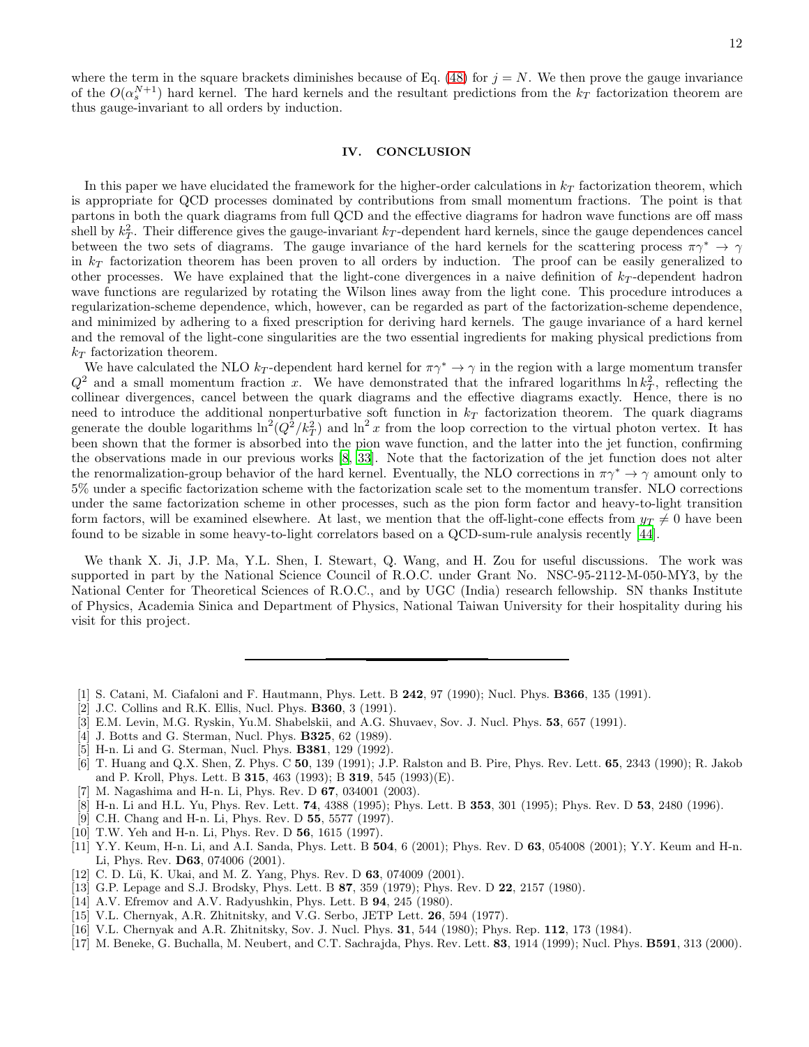where the term in the square brackets diminishes because of Eq. (48) for $j = N$. We then prove the gauge invariance of the $O(\alpha_s^{N+1})$ hard kernel. The hard kernels and the resultant predictions from the $k_T$ factorization theorem are thus gauge-invariant to all orders by induction.

## IV. CONCLUSION

In this paper we have elucidated the framework for the higher-order calculations in $k_T$ factorization theorem, which is appropriate for QCD processes dominated by contributions from small momentum fractions. The point is that partons in both the quark diagrams from full QCD and the effective diagrams for hadron wave functions are off mass shell by $k_T^2$. Their difference gives the gauge-invariant $k_T$-dependent hard kernels, since the gauge dependences cancel between the two sets of diagrams. The gauge invariance of the hard kernels for the scattering process $\pi\gamma^* \to \gamma$ in $k_T$ factorization theorem has been proven to all orders by induction. The proof can be easily generalized to other processes. We have explained that the light-cone divergences in a naive definition of $k_T$-dependent hadron wave functions are regularized by rotating the Wilson lines away from the light cone. This procedure introduces a regularization-scheme dependence, which, however, can be regarded as part of the factorization-scheme dependence, and minimized by adhering to a fixed prescription for deriving hard kernels. The gauge invariance of a hard kernel and the removal of the light-cone singularities are the two essential ingredients for making physical predictions from $k_T$ factorization theorem.

We have calculated the NLO $k_T$-dependent hard kernel for $\pi\gamma^* \to \gamma$ in the region with a large momentum transfer $Q^2$ and a small momentum fraction $x$. We have demonstrated that the infrared logarithms $\ln k_T^2$, reflecting the collinear divergences, cancel between the quark diagrams and the effective diagrams exactly. Hence, there is no need to introduce the additional nonperturbative soft function in $k_T$ factorization theorem. The quark diagrams generate the double logarithms $\ln^2(Q^2/k_T^2)$ and $\ln^2 x$ from the loop correction to the virtual photon vertex. It has been shown that the former is absorbed into the pion wave function, and the latter into the jet function, confirming the observations made in our previous works [8, 33]. Note that the factorization of the jet function does not alter the renormalization-group behavior of the hard kernel. Eventually, the NLO corrections in $\pi\gamma^* \to \gamma$ amount only to 5% under a specific factorization scheme with the factorization scale set to the momentum transfer. NLO corrections under the same factorization scheme in other processes, such as the pion form factor and heavy-to-light transition form factors, will be examined elsewhere. At last, we mention that the off-light-cone effects from $y_T \neq 0$ have been found to be sizable in some heavy-to-light correlators based on a QCD-sum-rule analysis recently [44].

We thank X. Ji, J.P. Ma, Y.L. Shen, I. Stewart, Q. Wang, and H. Zou for useful discussions. The work was supported in part by the National Science Council of R.O.C. under Grant No. NSC-95-2112-M-050-MY3, by the National Center for Theoretical Sciences of R.O.C., and by UGC (India) research fellowship. SN thanks Institute of Physics, Academia Sinica and Department of Physics, National Taiwan University for their hospitality during his visit for this project.

---

[1] S. Catani, M. Ciafaloni and F. Hautmann, Phys. Lett. B **242**, 97 (1990); Nucl. Phys. **B366**, 135 (1991).
[2] J.C. Collins and R.K. Ellis, Nucl. Phys. **B360**, 3 (1991).
[3] E.M. Levin, M.G. Ryskin, Yu.M. Shabelskii, and A.G. Shuvaev, Sov. J. Nucl. Phys. **53**, 657 (1991).
[4] J. Botts and G. Sterman, Nucl. Phys. **B325**, 62 (1989).
[5] H-n. Li and G. Sterman, Nucl. Phys. **B381**, 129 (1992).
[6] T. Huang and Q.X. Shen, Z. Phys. C **50**, 139 (1991); J.P. Ralston and B. Pire, Phys. Rev. Lett. **65**, 2343 (1990); R. Jakob and P. Kroll, Phys. Lett. B **315**, 463 (1993); B **319**, 545 (1993)(E).
[7] M. Nagashima and H-n. Li, Phys. Rev. D **67**, 034001 (2003).
[8] H-n. Li and H.L. Yu, Phys. Rev. Lett. **74**, 4388 (1995); Phys. Lett. B **353**, 301 (1995); Phys. Rev. D **53**, 2480 (1996).
[9] C.H. Chang and H-n. Li, Phys. Rev. D **55**, 5577 (1997).
[10] T.W. Yeh and H-n. Li, Phys. Rev. D **56**, 1615 (1997).
[11] Y.Y. Keum, H-n. Li, and A.I. Sanda, Phys. Lett. B **504**, 6 (2001); Phys. Rev. D **63**, 054008 (2001); Y.Y. Keum and H-n. Li, Phys. Rev. **D63**, 074006 (2001).
[12] C. D. Lü, K. Ukai, and M. Z. Yang, Phys. Rev. D **63**, 074009 (2001).
[13] G.P. Lepage and S.J. Brodsky, Phys. Lett. B **87**, 359 (1979); Phys. Rev. D **22**, 2157 (1980).
[14] A.V. Efremov and A.V. Radyushkin, Phys. Lett. B **94**, 245 (1980).
[15] V.L. Chernyak, A.R. Zhitnitsky, and V.G. Serbo, JETP Lett. **26**, 594 (1977).
[16] V.L. Chernyak and A.R. Zhitnitsky, Sov. J. Nucl. Phys. **31**, 544 (1980); Phys. Rep. **112**, 173 (1984).
[17] M. Beneke, G. Buchalla, M. Neubert, and C.T. Sachrajda, Phys. Rev. Lett. **83**, 1914 (1999); Nucl. Phys. **B591**, 313 (2000).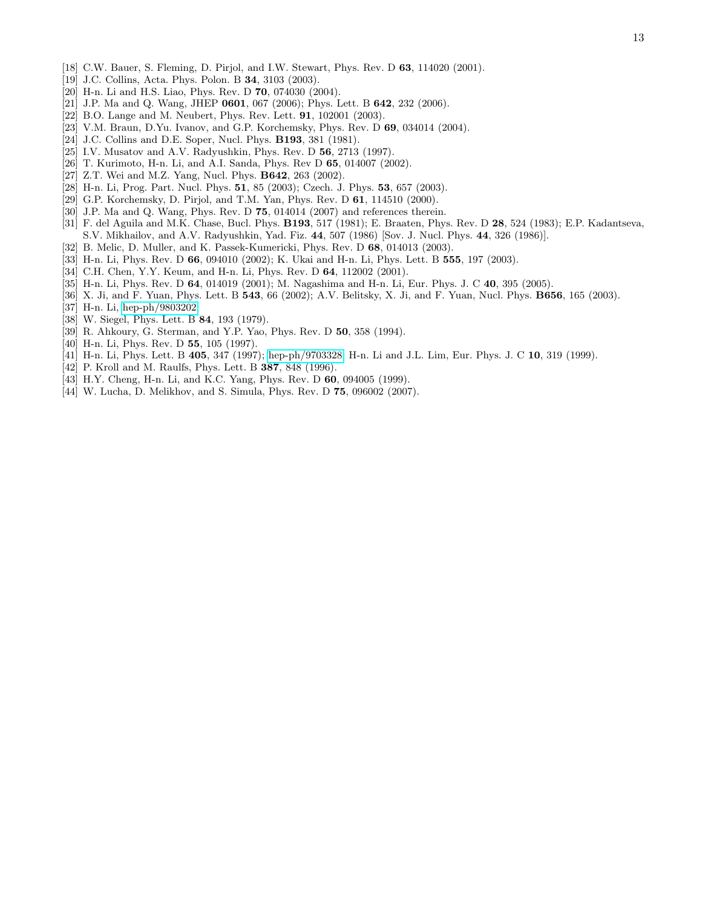[18] C.W. Bauer, S. Fleming, D. Pirjol, and I.W. Stewart, Phys. Rev. D **63**, 114020 (2001).
[19] J.C. Collins, Acta. Phys. Polon. B **34**, 3103 (2003).
[20] H-n. Li and H.S. Liao, Phys. Rev. D **70**, 074030 (2004).
[21] J.P. Ma and Q. Wang, JHEP **0601**, 067 (2006); Phys. Lett. B **642**, 232 (2006).
[22] B.O. Lange and M. Neubert, Phys. Rev. Lett. **91**, 102001 (2003).
[23] V.M. Braun, D.Yu. Ivanov, and G.P. Korchemsky, Phys. Rev. D **69**, 034014 (2004).
[24] J.C. Collins and D.E. Soper, Nucl. Phys. **B193**, 381 (1981).
[25] I.V. Musatov and A.V. Radyushkin, Phys. Rev. D **56**, 2713 (1997).
[26] T. Kurimoto, H-n. Li, and A.I. Sanda, Phys. Rev D **65**, 014007 (2002).
[27] Z.T. Wei and M.Z. Yang, Nucl. Phys. **B642**, 263 (2002).
[28] H-n. Li, Prog. Part. Nucl. Phys. **51**, 85 (2003); Czech. J. Phys. **53**, 657 (2003).
[29] G.P. Korchemsky, D. Pirjol, and T.M. Yan, Phys. Rev. D **61**, 114510 (2000).
[30] J.P. Ma and Q. Wang, Phys. Rev. D **75**, 014014 (2007) and references therein.
[31] F. del Aguila and M.K. Chase, Bucl. Phys. **B193**, 517 (1981); E. Braaten, Phys. Rev. D **28**, 524 (1983); E.P. Kadantseva, S.V. Mikhailov, and A.V. Radyushkin, Yad. Fiz. **44**, 507 (1986) [Sov. J. Nucl. Phys. **44**, 326 (1986)].
[32] B. Melic, D. Muller, and K. Passek-Kumericki, Phys. Rev. D **68**, 014013 (2003).
[33] H-n. Li, Phys. Rev. D **66**, 094010 (2002); K. Ukai and H-n. Li, Phys. Lett. B **555**, 197 (2003).
[34] C.H. Chen, Y.Y. Keum, and H-n. Li, Phys. Rev. D **64**, 112002 (2001).
[35] H-n. Li, Phys. Rev. D **64**, 014019 (2001); M. Nagashima and H-n. Li, Eur. Phys. J. C **40**, 395 (2005).
[36] X. Ji, and F. Yuan, Phys. Lett. B **543**, 66 (2002); A.V. Belitsky, X. Ji, and F. Yuan, Nucl. Phys. **B656**, 165 (2003).
[37] H-n. Li, hep-ph/9803202.
[38] W. Siegel, Phys. Lett. B **84**, 193 (1979).
[39] R. Ahkoury, G. Sterman, and Y.P. Yao, Phys. Rev. D **50**, 358 (1994).
[40] H-n. Li, Phys. Rev. D **55**, 105 (1997).
[41] H-n. Li, Phys. Lett. B **405**, 347 (1997); hep-ph/9703328; H-n. Li and J.L. Lim, Eur. Phys. J. C **10**, 319 (1999).
[42] P. Kroll and M. Raulfs, Phys. Lett. B **387**, 848 (1996).
[43] H.Y. Cheng, H-n. Li, and K.C. Yang, Phys. Rev. D **60**, 094005 (1999).
[44] W. Lucha, D. Melikhov, and S. Simula, Phys. Rev. D **75**, 096002 (2007).